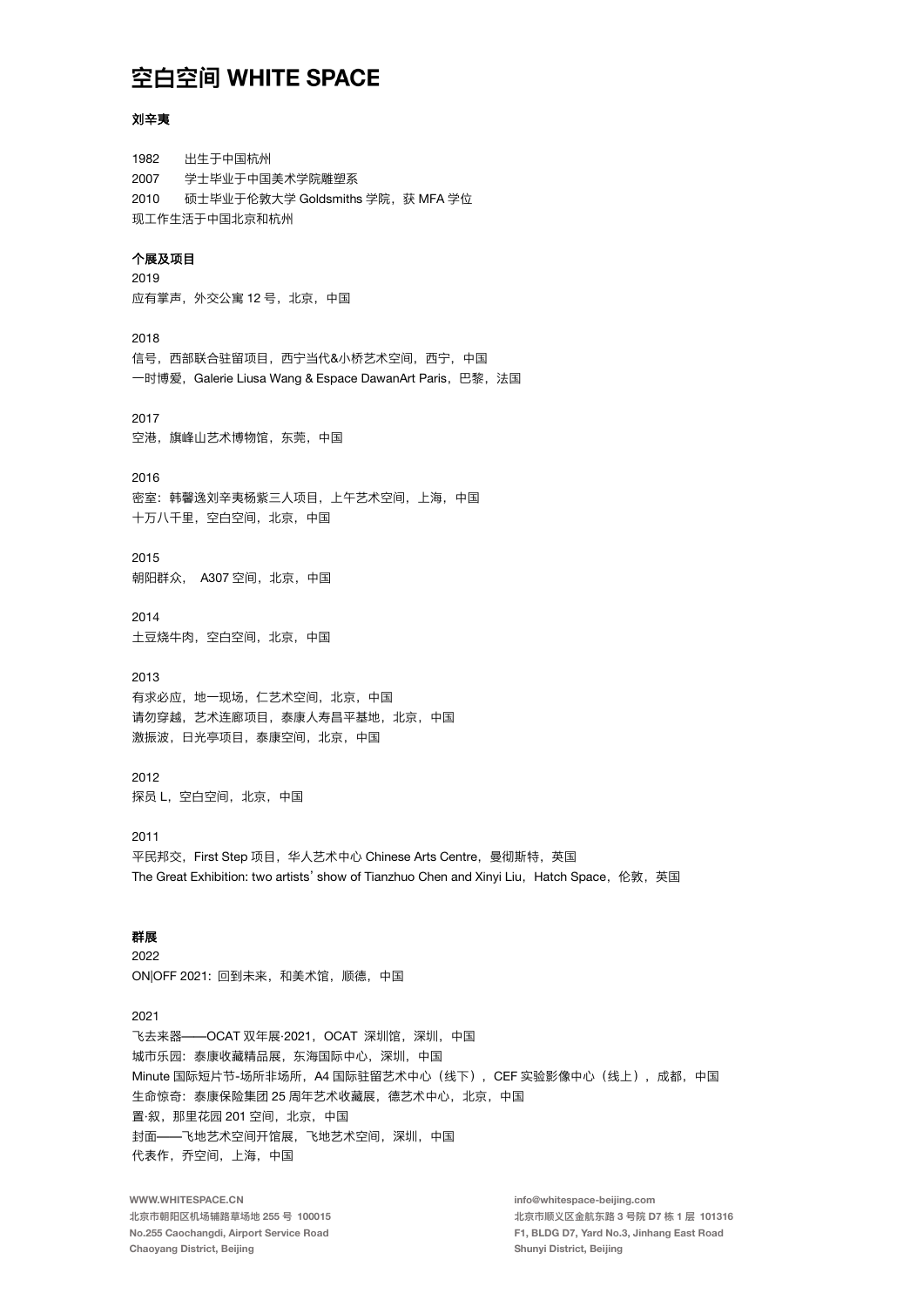# 空白空间 WHITE SPACE

**刘辛夷**

1982　出生于中国杭州
2007　学士毕业于中国美术学院雕塑系
2010　硕士毕业于伦敦大学 Goldsmiths 学院，获 MFA 学位
现工作生活于中国北京和杭州

**个展及项目**

2019
应有掌声，外交公寓 12 号，北京，中国

2018
信号，西部联合驻留项目，西宁当代&小桥艺术空间，西宁，中国
一时博爱，Galerie Liusa Wang & Espace DawanArt Paris，巴黎，法国

2017
空港，旗峰山艺术博物馆，东莞，中国

2016
密室：韩馨逸刘辛夷杨紫三人项目，上午艺术空间，上海，中国
十万八千里，空白空间，北京，中国

2015
朝阳群众， A307 空间，北京，中国

2014
土豆烧牛肉，空白空间，北京，中国

2013
有求必应，地一现场，仁艺术空间，北京，中国
请勿穿越，艺术连廊项目，泰康人寿昌平基地，北京，中国
激振波，日光亭项目，泰康空间，北京，中国

2012
探员 L，空白空间，北京，中国

2011
平民邦交，First Step 项目，华人艺术中心 Chinese Arts Centre，曼彻斯特，英国
The Great Exhibition: two artists' show of Tianzhuo Chen and Xinyi Liu，Hatch Space，伦敦，英国

**群展**

2022
ON|OFF 2021: 回到未来，和美术馆，顺德，中国

2021
飞去来器——OCAT 双年展·2021，OCAT 深圳馆，深圳，中国
城市乐园：泰康收藏精品展，东海国际中心，深圳，中国
Minute 国际短片节-场所非场所，A4 国际驻留艺术中心（线下），CEF 实验影像中心（线上），成都，中国
生命惊奇：泰康保险集团 25 周年艺术收藏展，德艺术中心，北京，中国
置·叙，那里花园 201 空间，北京，中国
封面——飞地艺术空间开馆展，飞地艺术空间，深圳，中国
代表作，乔空间，上海，中国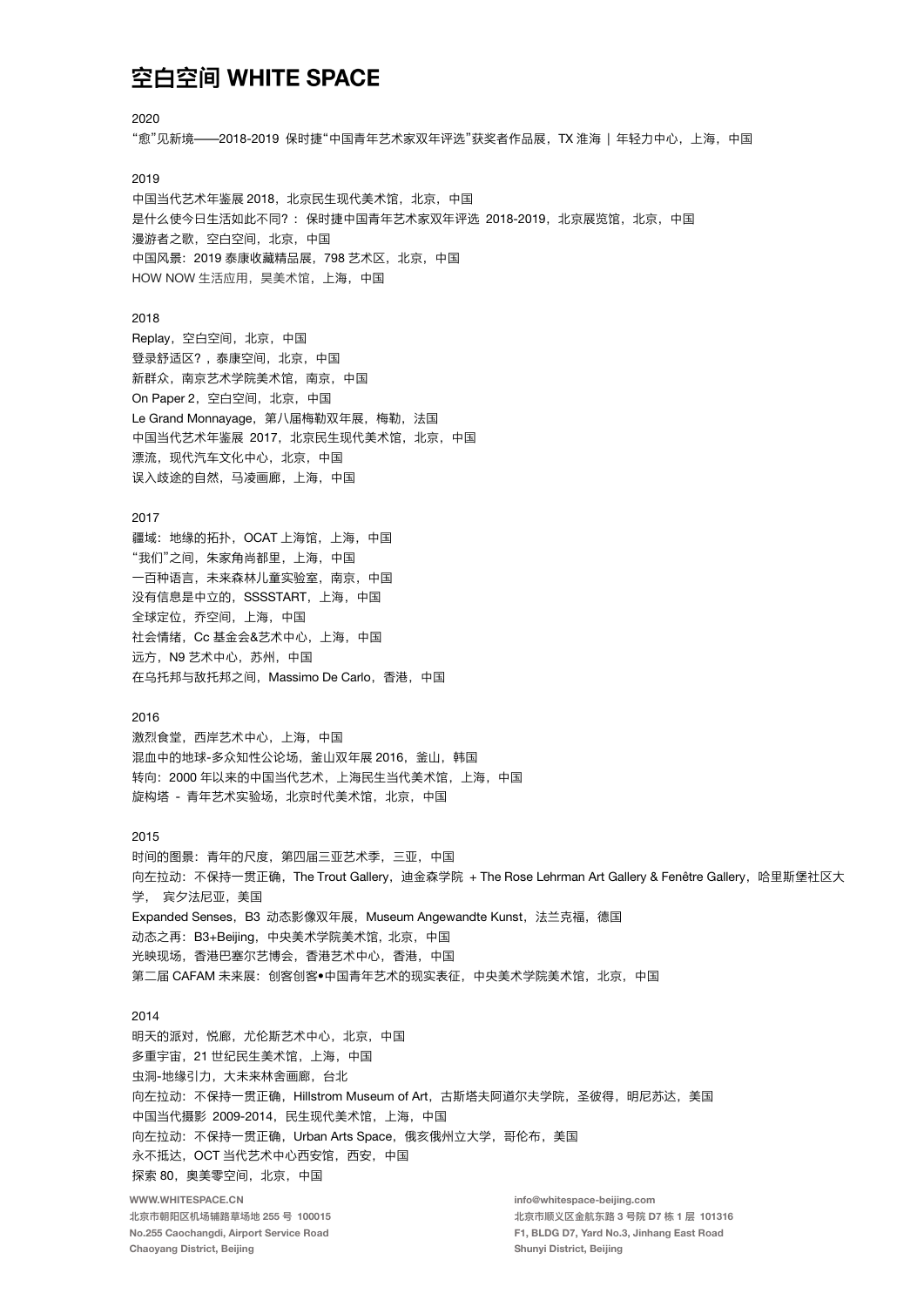# 空白空间 WHITE SPACE

2020

"愈"见新境——2018-2019 保时捷"中国青年艺术家双年评选"获奖者作品展，TX 淮海 | 年轻力中心，上海，中国

2019

中国当代艺术年鉴展 2018，北京民生现代美术馆，北京，中国
是什么使今日生活如此不同?： 保时捷中国青年艺术家双年评选 2018-2019，北京展览馆，北京，中国
漫游者之歌，空白空间，北京，中国
中国风景：2019 泰康收藏精品展，798 艺术区，北京，中国
HOW NOW 生活应用，昊美术馆，上海，中国

2018

Replay，空白空间，北京，中国
登录舒适区?，泰康空间，北京，中国
新群众，南京艺术学院美术馆，南京，中国
On Paper 2，空白空间，北京，中国
Le Grand Monnayage，第八届梅勒双年展，梅勒，法国
中国当代艺术年鉴展 2017，北京民生现代美术馆，北京，中国
漂流，现代汽车文化中心，北京，中国
误入歧途的自然，马凌画廊，上海，中国

2017

疆域：地缘的拓扑，OCAT 上海馆，上海，中国
"我们"之间，朱家角尚都里，上海，中国
一百种语言，未来森林儿童实验室，南京，中国
没有信息是中立的，SSSSTART，上海，中国
全球定位，乔空间，上海，中国
社会情绪，Cc 基金会&艺术中心，上海，中国
远方，N9 艺术中心，苏州，中国
在乌托邦与敌托邦之间，Massimo De Carlo，香港，中国

2016

激烈食堂，西岸艺术中心，上海，中国
混血中的地球-多众知性公论场，釜山双年展 2016，釜山，韩国
转向：2000 年以来的中国当代艺术，上海民生当代美术馆，上海，中国
旋构塔 - 青年艺术实验场，北京时代美术馆，北京，中国

2015

时间的图景：青年的尺度，第四届三亚艺术季，三亚，中国
向左拉动：不保持一贯正确，The Trout Gallery，迪金森学院 + The Rose Lehrman Art Gallery & Fenêtre Gallery，哈里斯堡社区大学， 宾夕法尼亚，美国
Expanded Senses，B3 动态影像双年展，Museum Angewandte Kunst，法兰克福，德国
动态之再：B3+Beijing，中央美术学院美术馆，北京，中国
光映现场，香港巴塞尔艺博会，香港艺术中心，香港，中国
第二届 CAFAM 未来展：创客创客•中国青年艺术的现实表征，中央美术学院美术馆，北京，中国

2014

明天的派对，悦廊，尤伦斯艺术中心，北京，中国
多重宇宙，21 世纪民生美术馆，上海，中国
虫洞-地缘引力，大未来林舍画廊，台北
向左拉动：不保持一贯正确，Hillstrom Museum of Art，古斯塔夫阿道尔夫学院，圣彼得，明尼苏达，美国
中国当代摄影 2009-2014，民生现代美术馆，上海，中国
向左拉动：不保持一贯正确，Urban Arts Space，俄亥俄州立大学，哥伦布，美国
永不抵达，OCT 当代艺术中心西安馆，西安，中国
探索 80，奥美零空间，北京，中国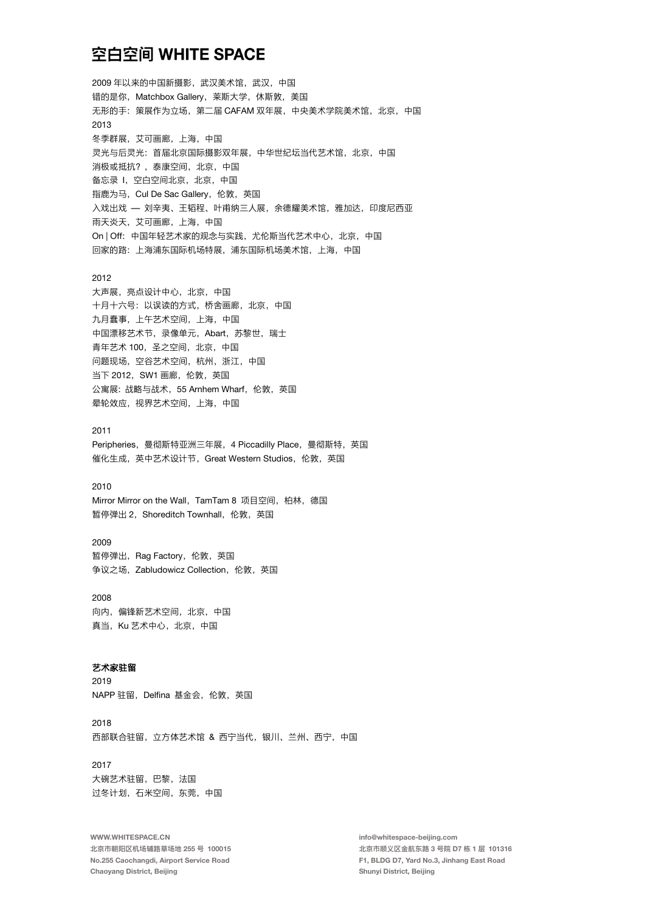2009 年以来的中国新摄影，武汉美术馆，武汉，中国
错的是你，Matchbox Gallery，莱斯大学，休斯敦，美国
无形的手：策展作为立场，第二届 CAFAM 双年展，中央美术学院美术馆，北京，中国
2013
冬季群展，艾可画廊，上海，中国
灵光与后灵光：首届北京国际摄影双年展，中华世纪坛当代艺术馆，北京，中国
消极或抵抗？，泰康空间，北京，中国
备忘录 I，空白空间北京，北京，中国
指鹿为马，Cul De Sac Gallery，伦敦，英国
入戏出戏 — 刘辛夷、王韬程、叶甫纳三人展，余德耀美术馆，雅加达，印度尼西亚
雨天炎天，艾可画廊，上海，中国
On | Off：中国年轻艺术家的观念与实践，尤伦斯当代艺术中心，北京，中国
回家的路：上海浦东国际机场特展，浦东国际机场美术馆，上海，中国

2012
大声展，亮点设计中心，北京，中国
十月十六号：以误读的方式，桥舍画廊，北京，中国
九月蠢事，上午艺术空间，上海，中国
中国漂移艺术节，录像单元，Abart，苏黎世，瑞士
青年艺术 100，圣之空间，北京，中国
问题现场，空谷艺术空间，杭州，浙江，中国
当下 2012，SW1 画廊，伦敦，英国
公寓展：战略与战术，55 Arnhem Wharf，伦敦，英国
晕轮效应，视界艺术空间，上海，中国

2011
Peripheries，曼彻斯特亚洲三年展，4 Piccadilly Place，曼彻斯特，英国
催化生成，英中艺术设计节，Great Western Studios，伦敦，英国

2010
Mirror Mirror on the Wall，TamTam 8 项目空间，柏林，德国
暂停弹出 2，Shoreditch Townhall，伦敦，英国

2009
暂停弹出，Rag Factory，伦敦，英国
争议之场，Zabludowicz Collection，伦敦，英国

2008
向内，偏锋新艺术空间，北京，中国
真当，Ku 艺术中心，北京，中国

**艺术家驻留**

2019
NAPP 驻留，Delfina 基金会，伦敦，英国

2018
西部联合驻留，立方体艺术馆 & 西宁当代，银川、兰州、西宁，中国

2017
大碗艺术驻留，巴黎，法国
过冬计划，石米空间，东莞，中国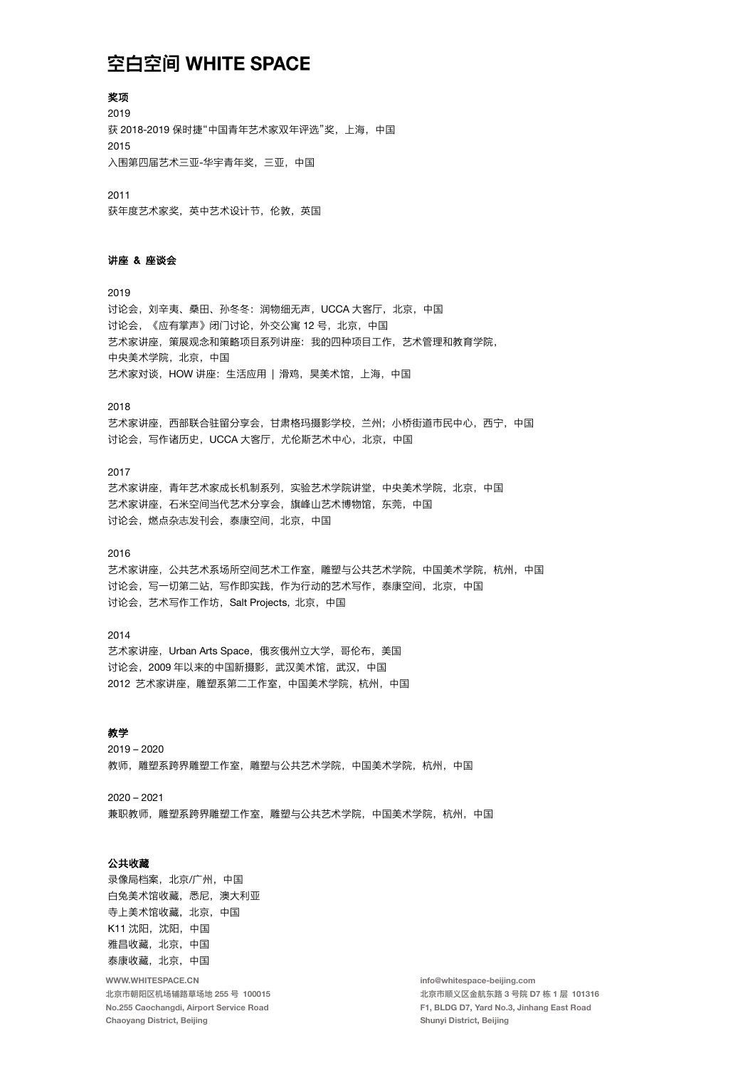# 空白空间 WHITE SPACE

**奖项**

2019

获 2018-2019 保时捷"中国青年艺术家双年评选"奖，上海，中国

2015

入围第四届艺术三亚-华宇青年奖，三亚，中国

2011

获年度艺术家奖，英中艺术设计节，伦敦，英国

**讲座 & 座谈会**

2019

讨论会，刘辛夷、桑田、孙冬冬：润物细无声，UCCA 大客厅，北京，中国

讨论会，《应有掌声》闭门讨论，外交公寓 12 号，北京，中国

艺术家讲座，策展观念和策略项目系列讲座：我的四种项目工作，艺术管理和教育学院，中央美术学院，北京，中国

艺术家对谈，HOW 讲座：生活应用 ｜ 滑鸡，昊美术馆，上海，中国

2018

艺术家讲座，西部联合驻留分享会，甘肃格玛摄影学校，兰州；小桥街道市民中心，西宁，中国

讨论会，写作诸历史，UCCA 大客厅，尤伦斯艺术中心，北京，中国

2017

艺术家讲座，青年艺术家成长机制系列，实验艺术学院讲堂，中央美术学院，北京，中国

艺术家讲座，石米空间当代艺术分享会，旗峰山艺术博物馆，东莞，中国

讨论会，燃点杂志发刊会，泰康空间，北京，中国

2016

艺术家讲座，公共艺术系场所空间艺术工作室，雕塑与公共艺术学院，中国美术学院，杭州，中国

讨论会，写一切第二站，写作即实践，作为行动的艺术写作，泰康空间，北京，中国

讨论会，艺术写作工作坊，Salt Projects，北京，中国

2014

艺术家讲座，Urban Arts Space，俄亥俄州立大学，哥伦布，美国

讨论会，2009 年以来的中国新摄影，武汉美术馆，武汉，中国

2012 艺术家讲座，雕塑系第二工作室，中国美术学院，杭州，中国

**教学**

2019 – 2020

教师，雕塑系跨界雕塑工作室，雕塑与公共艺术学院，中国美术学院，杭州，中国

2020 – 2021

兼职教师，雕塑系跨界雕塑工作室，雕塑与公共艺术学院，中国美术学院，杭州，中国

**公共收藏**

录像局档案，北京/广州，中国

白兔美术馆收藏，悉尼，澳大利亚

寺上美术馆收藏，北京，中国

K11 沈阳，沈阳，中国

雅昌收藏，北京，中国

泰康收藏，北京，中国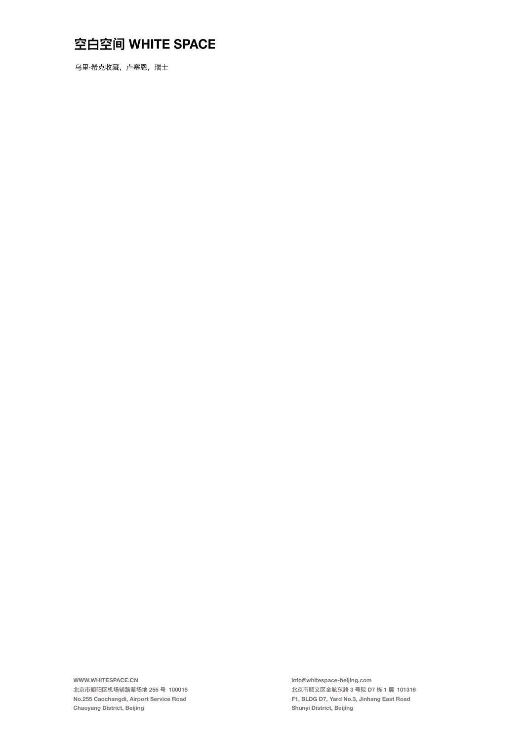乌里·希克收藏，卢塞恩，瑞士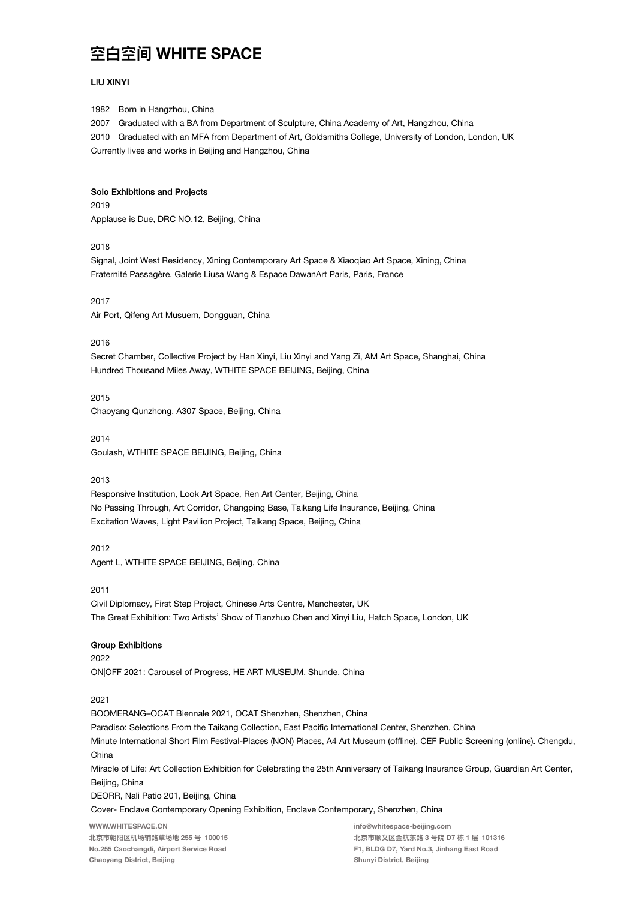# 空白空间 WHITE SPACE

**LIU XINYI**

1982 Born in Hangzhou, China
2007 Graduated with a BA from Department of Sculpture, China Academy of Art, Hangzhou, China
2010 Graduated with an MFA from Department of Art, Goldsmiths College, University of London, London, UK
Currently lives and works in Beijing and Hangzhou, China

**Solo Exhibitions and Projects**

2019
Applause is Due, DRC NO.12, Beijing, China

2018
Signal, Joint West Residency, Xining Contemporary Art Space & Xiaoqiao Art Space, Xining, China
Fraternité Passagère, Galerie Liusa Wang & Espace DawanArt Paris, Paris, France

2017
Air Port, Qifeng Art Musuem, Dongguan, China

2016
Secret Chamber, Collective Project by Han Xinyi, Liu Xinyi and Yang Zi, AM Art Space, Shanghai, China
Hundred Thousand Miles Away, WTHITE SPACE BEIJING, Beijing, China

2015
Chaoyang Qunzhong, A307 Space, Beijing, China

2014
Goulash, WTHITE SPACE BEIJING, Beijing, China

2013
Responsive Institution, Look Art Space, Ren Art Center, Beijing, China
No Passing Through, Art Corridor, Changping Base, Taikang Life Insurance, Beijing, China
Excitation Waves, Light Pavilion Project, Taikang Space, Beijing, China

2012
Agent L, WTHITE SPACE BEIJING, Beijing, China

2011
Civil Diplomacy, First Step Project, Chinese Arts Centre, Manchester, UK
The Great Exhibition: Two Artists' Show of Tianzhuo Chen and Xinyi Liu, Hatch Space, London, UK

**Group Exhibitions**

2022
ON|OFF 2021: Carousel of Progress, HE ART MUSEUM, Shunde, China

2021
BOOMERANG–OCAT Biennale 2021, OCAT Shenzhen, Shenzhen, China
Paradiso: Selections From the Taikang Collection, East Pacific International Center, Shenzhen, China
Minute International Short Film Festival-Places (NON) Places, A4 Art Museum (offline), CEF Public Screening (online). Chengdu, China
Miracle of Life: Art Collection Exhibition for Celebrating the 25th Anniversary of Taikang Insurance Group, Guardian Art Center, Beijing, China
DEORR, Nali Patio 201, Beijing, China
Cover- Enclave Contemporary Opening Exhibition, Enclave Contemporary, Shenzhen, China

WWW.WHITESPACE.CN
北京市朝阳区机场辅路草场地 255 号 100015
No.255 Caochangdi, Airport Service Road
Chaoyang District, Beijing

info@whitespace-beijing.com
北京市顺义区金航东路 3 号院 D7 栋 1 层 101316
F1, BLDG D7, Yard No.3, Jinhang East Road
Shunyi District, Beijing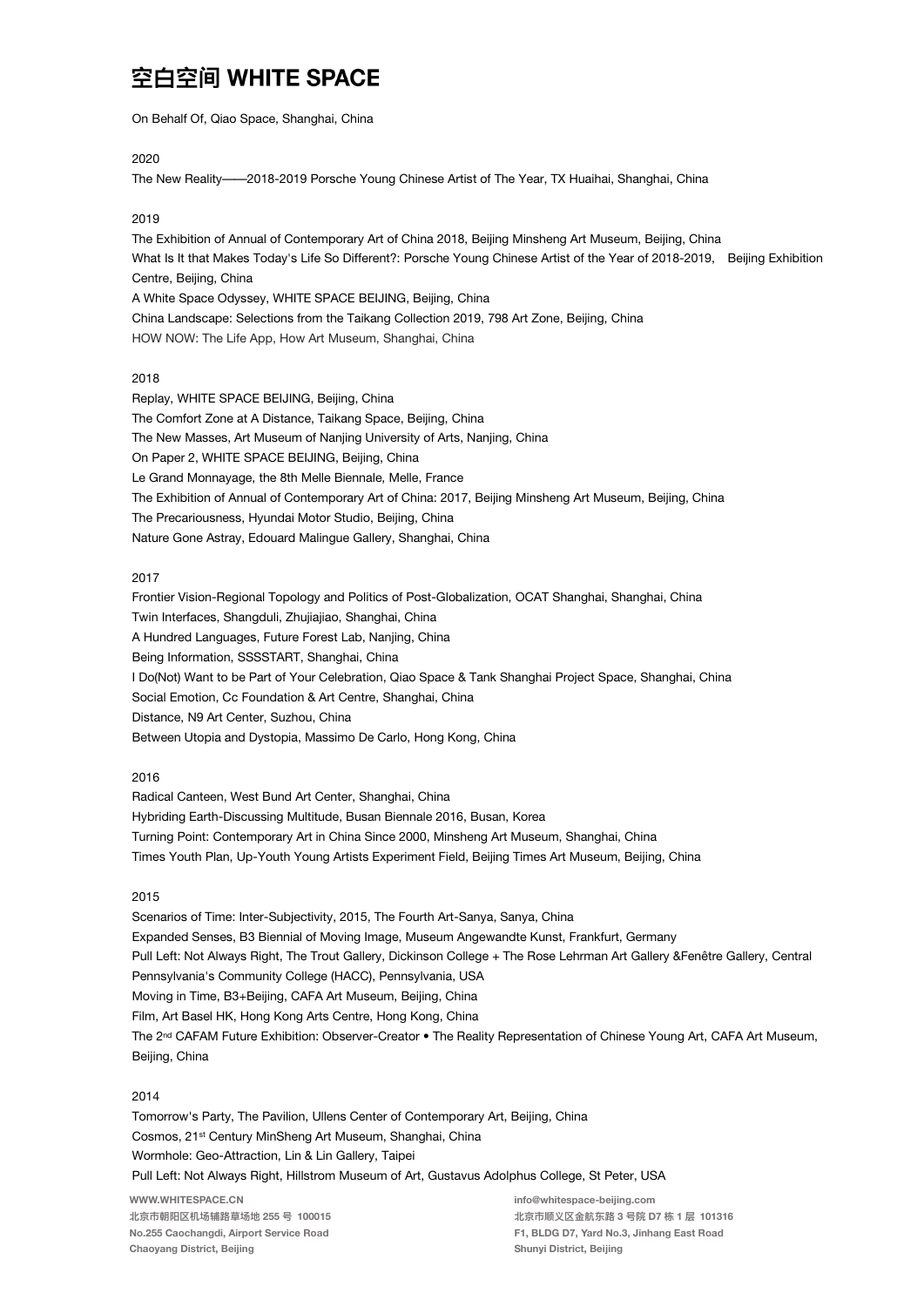# 空白空间 WHITE SPACE

On Behalf Of, Qiao Space, Shanghai, China

2020

The New Reality——2018-2019 Porsche Young Chinese Artist of The Year, TX Huaihai, Shanghai, China

2019

The Exhibition of Annual of Contemporary Art of China 2018, Beijing Minsheng Art Museum, Beijing, China
What Is It that Makes Today's Life So Different?: Porsche Young Chinese Artist of the Year of 2018-2019, Beijing Exhibition Centre, Beijing, China
A White Space Odyssey, WHITE SPACE BEIJING, Beijing, China
China Landscape: Selections from the Taikang Collection 2019, 798 Art Zone, Beijing, China
HOW NOW: The Life App, How Art Museum, Shanghai, China

2018

Replay, WHITE SPACE BEIJING, Beijing, China
The Comfort Zone at A Distance, Taikang Space, Beijing, China
The New Masses, Art Museum of Nanjing University of Arts, Nanjing, China
On Paper 2, WHITE SPACE BEIJING, Beijing, China
Le Grand Monnayage, the 8th Melle Biennale, Melle, France
The Exhibition of Annual of Contemporary Art of China: 2017, Beijing Minsheng Art Museum, Beijing, China
The Precariousness, Hyundai Motor Studio, Beijing, China
Nature Gone Astray, Edouard Malingue Gallery, Shanghai, China

2017

Frontier Vision-Regional Topology and Politics of Post-Globalization, OCAT Shanghai, Shanghai, China
Twin Interfaces, Shangduli, Zhujiajiao, Shanghai, China
A Hundred Languages, Future Forest Lab, Nanjing, China
Being Information, SSSSTART, Shanghai, China
I Do(Not) Want to be Part of Your Celebration, Qiao Space & Tank Shanghai Project Space, Shanghai, China
Social Emotion, Cc Foundation & Art Centre, Shanghai, China
Distance, N9 Art Center, Suzhou, China
Between Utopia and Dystopia, Massimo De Carlo, Hong Kong, China

2016

Radical Canteen, West Bund Art Center, Shanghai, China
Hybriding Earth-Discussing Multitude, Busan Biennale 2016, Busan, Korea
Turning Point: Contemporary Art in China Since 2000, Minsheng Art Museum, Shanghai, China
Times Youth Plan, Up-Youth Young Artists Experiment Field, Beijing Times Art Museum, Beijing, China

2015

Scenarios of Time: Inter-Subjectivity, 2015, The Fourth Art-Sanya, Sanya, China
Expanded Senses, B3 Biennial of Moving Image, Museum Angewandte Kunst, Frankfurt, Germany
Pull Left: Not Always Right, The Trout Gallery, Dickinson College + The Rose Lehrman Art Gallery &Fenêtre Gallery, Central Pennsylvania's Community College (HACC), Pennsylvania, USA
Moving in Time, B3+Beijing, CAFA Art Museum, Beijing, China
Film, Art Basel HK, Hong Kong Arts Centre, Hong Kong, China
The 2nd CAFAM Future Exhibition: Observer-Creator • The Reality Representation of Chinese Young Art, CAFA Art Museum, Beijing, China

2014

Tomorrow's Party, The Pavilion, Ullens Center of Contemporary Art, Beijing, China
Cosmos, 21st Century MinSheng Art Museum, Shanghai, China
Wormhole: Geo-Attraction, Lin & Lin Gallery, Taipei
Pull Left: Not Always Right, Hillstrom Museum of Art, Gustavus Adolphus College, St Peter, USA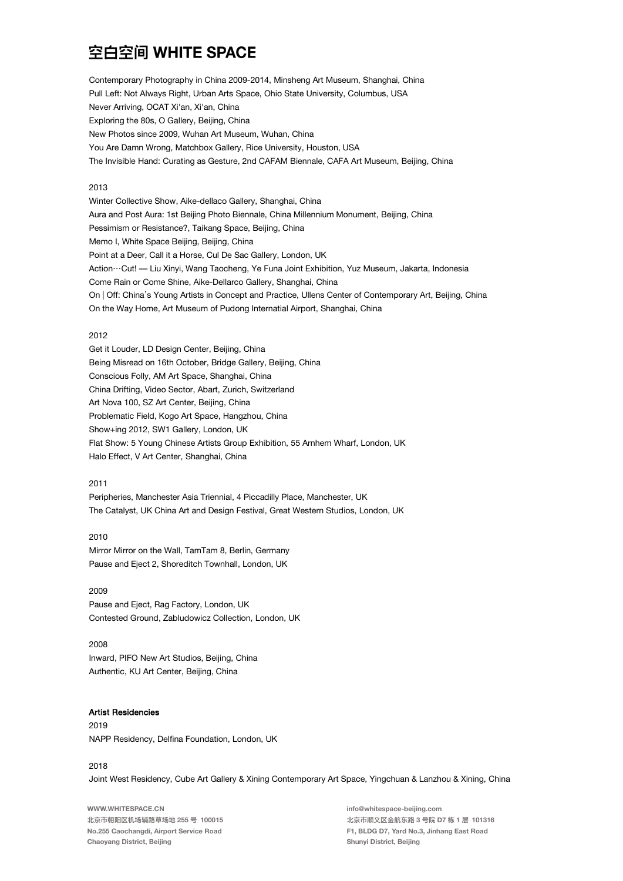Contemporary Photography in China 2009-2014, Minsheng Art Museum, Shanghai, China
Pull Left: Not Always Right, Urban Arts Space, Ohio State University, Columbus, USA
Never Arriving, OCAT Xi'an, Xi'an, China
Exploring the 80s, O Gallery, Beijing, China
New Photos since 2009, Wuhan Art Museum, Wuhan, China
You Are Damn Wrong, Matchbox Gallery, Rice University, Houston, USA
The Invisible Hand: Curating as Gesture, 2nd CAFAM Biennale, CAFA Art Museum, Beijing, China

2013
Winter Collective Show, Aike-dellaco Gallery, Shanghai, China
Aura and Post Aura: 1st Beijing Photo Biennale, China Millennium Monument, Beijing, China
Pessimism or Resistance?, Taikang Space, Beijing, China
Memo I, White Space Beijing, Beijing, China
Point at a Deer, Call it a Horse, Cul De Sac Gallery, London, UK
Action…Cut! — Liu Xinyi, Wang Taocheng, Ye Funa Joint Exhibition, Yuz Museum, Jakarta, Indonesia
Come Rain or Come Shine, Aike-Dellarco Gallery, Shanghai, China
On | Off: China's Young Artists in Concept and Practice, Ullens Center of Contemporary Art, Beijing, China
On the Way Home, Art Museum of Pudong Internatial Airport, Shanghai, China

2012
Get it Louder, LD Design Center, Beijing, China
Being Misread on 16th October, Bridge Gallery, Beijing, China
Conscious Folly, AM Art Space, Shanghai, China
China Drifting, Video Sector, Abart, Zurich, Switzerland
Art Nova 100, SZ Art Center, Beijing, China
Problematic Field, Kogo Art Space, Hangzhou, China
Show+ing 2012, SW1 Gallery, London, UK
Flat Show: 5 Young Chinese Artists Group Exhibition, 55 Arnhem Wharf, London, UK
Halo Effect, V Art Center, Shanghai, China

2011
Peripheries, Manchester Asia Triennial, 4 Piccadilly Place, Manchester, UK
The Catalyst, UK China Art and Design Festival, Great Western Studios, London, UK

2010
Mirror Mirror on the Wall, TamTam 8, Berlin, Germany
Pause and Eject 2, Shoreditch Townhall, London, UK

2009
Pause and Eject, Rag Factory, London, UK
Contested Ground, Zabludowicz Collection, London, UK

2008
Inward, PIFO New Art Studios, Beijing, China
Authentic, KU Art Center, Beijing, China

## Artist Residencies

2019
NAPP Residency, Delfina Foundation, London, UK

2018
Joint West Residency, Cube Art Gallery & Xining Contemporary Art Space, Yingchuan & Lanzhou & Xining, China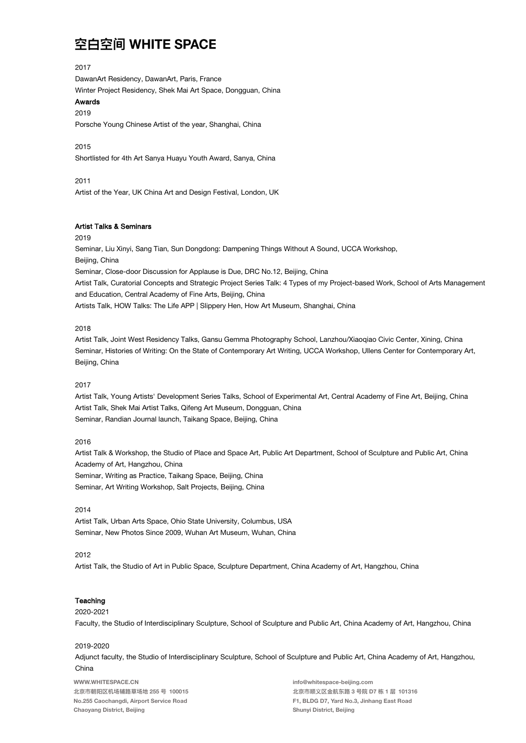2017

DawanArt Residency, DawanArt, Paris, France
Winter Project Residency, Shek Mai Art Space, Dongguan, China

**Awards**

2019

Porsche Young Chinese Artist of the year, Shanghai, China

2015

Shortlisted for 4th Art Sanya Huayu Youth Award, Sanya, China

2011

Artist of the Year, UK China Art and Design Festival, London, UK

**Artist Talks & Seminars**

2019

Seminar, Liu Xinyi, Sang Tian, Sun Dongdong: Dampening Things Without A Sound, UCCA Workshop, Beijing, China
Seminar, Close-door Discussion for Applause is Due, DRC No.12, Beijing, China
Artist Talk, Curatorial Concepts and Strategic Project Series Talk: 4 Types of my Project-based Work, School of Arts Management and Education, Central Academy of Fine Arts, Beijing, China
Artists Talk, HOW Talks: The Life APP | Slippery Hen, How Art Museum, Shanghai, China

2018

Artist Talk, Joint West Residency Talks, Gansu Gemma Photography School, Lanzhou/Xiaoqiao Civic Center, Xining, China
Seminar, Histories of Writing: On the State of Contemporary Art Writing, UCCA Workshop, Ullens Center for Contemporary Art, Beijing, China

2017

Artist Talk, Young Artists' Development Series Talks, School of Experimental Art, Central Academy of Fine Art, Beijing, China
Artist Talk, Shek Mai Artist Talks, Qifeng Art Museum, Dongguan, China
Seminar, Randian Journal launch, Taikang Space, Beijing, China

2016

Artist Talk & Workshop, the Studio of Place and Space Art, Public Art Department, School of Sculpture and Public Art, China Academy of Art, Hangzhou, China
Seminar, Writing as Practice, Taikang Space, Beijing, China
Seminar, Art Writing Workshop, Salt Projects, Beijing, China

2014

Artist Talk, Urban Arts Space, Ohio State University, Columbus, USA
Seminar, New Photos Since 2009, Wuhan Art Museum, Wuhan, China

2012

Artist Talk, the Studio of Art in Public Space, Sculpture Department, China Academy of Art, Hangzhou, China

**Teaching**

2020-2021

Faculty, the Studio of Interdisciplinary Sculpture, School of Sculpture and Public Art, China Academy of Art, Hangzhou, China

2019-2020

Adjunct faculty, the Studio of Interdisciplinary Sculpture, School of Sculpture and Public Art, China Academy of Art, Hangzhou, China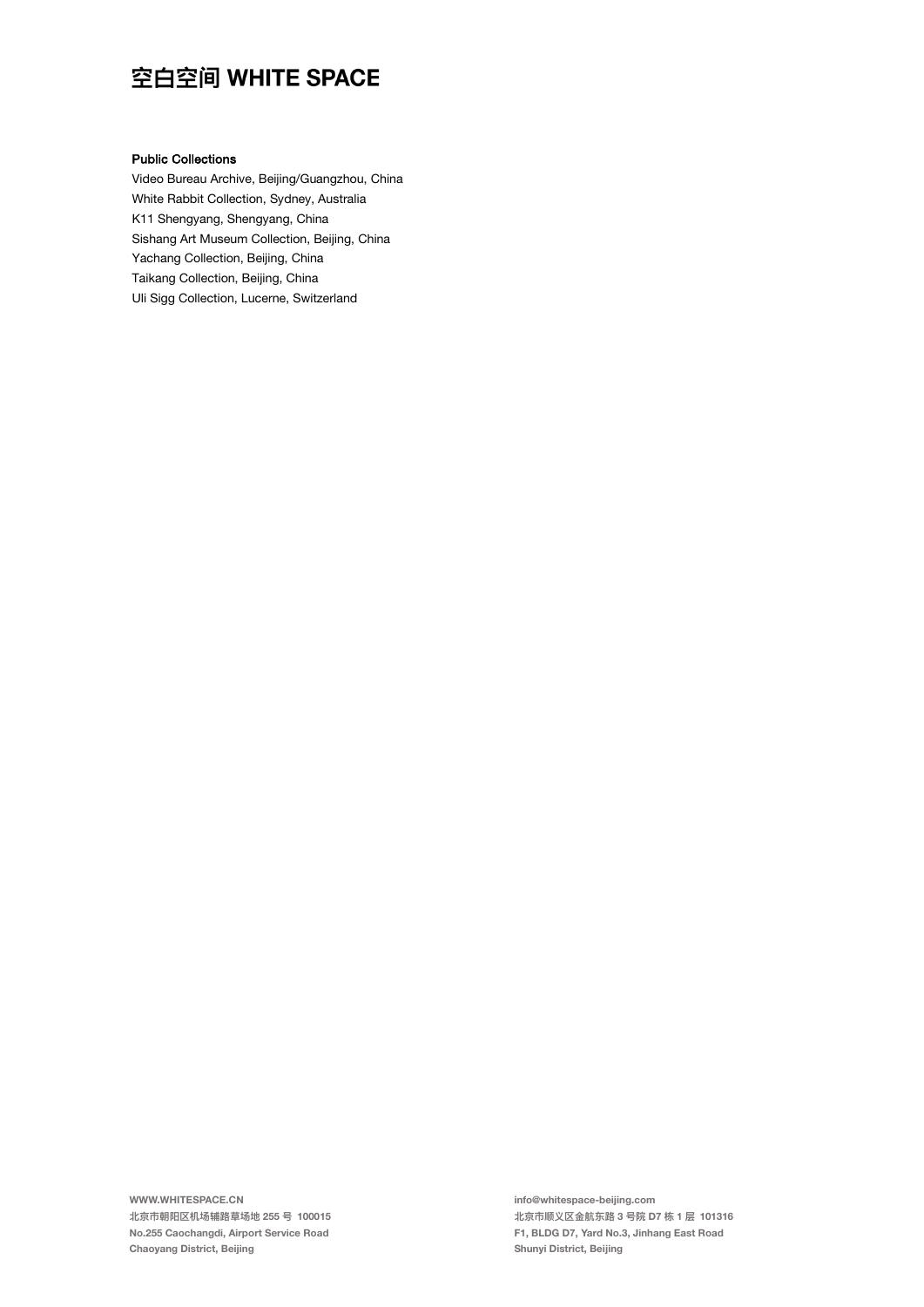### Public Collections

Video Bureau Archive, Beijing/Guangzhou, China
White Rabbit Collection, Sydney, Australia
K11 Shengyang, Shengyang, China
Sishang Art Museum Collection, Beijing, China
Yachang Collection, Beijing, China
Taikang Collection, Beijing, China
Uli Sigg Collection, Lucerne, Switzerland